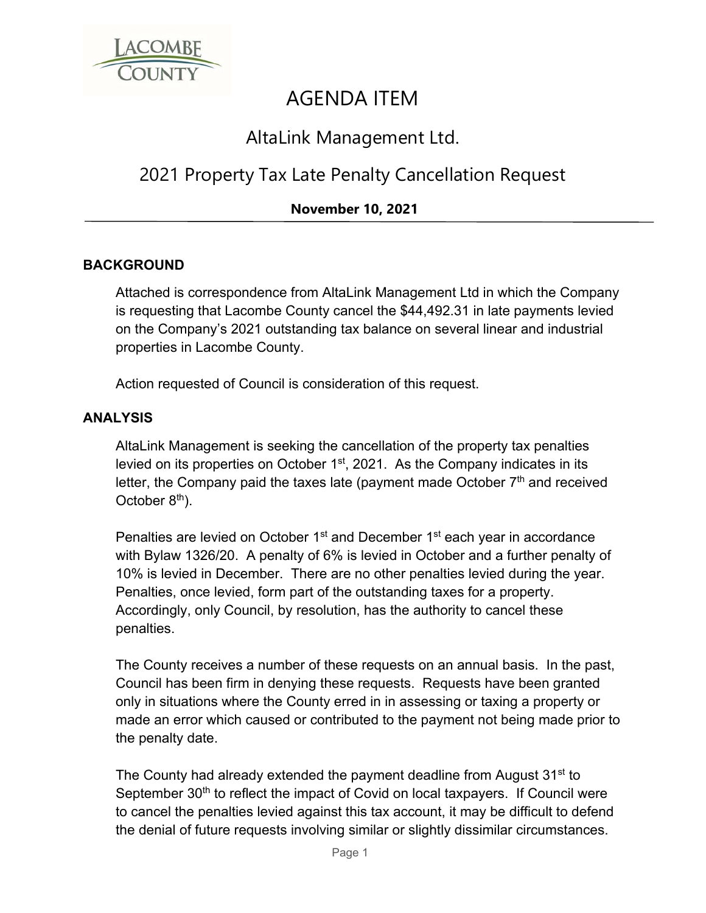LACOMBE COUNTY

# AGENDA ITEM

## AltaLink Management Ltd.

## 2021 Property Tax Late Penalty Cancellation Request

**November 10, 2021**

---

### BACKGROUND

Attached is correspondence from AltaLink Management Ltd in which the Company is requesting that Lacombe County cancel the $44,492.31 in late payments levied on the Company's 2021 outstanding tax balance on several linear and industrial properties in Lacombe County.

Action requested of Council is consideration of this request.

### ANALYSIS

AltaLink Management is seeking the cancellation of the property tax penalties levied on its properties on October 1st, 2021. As the Company indicates in its letter, the Company paid the taxes late (payment made October 7th and received October 8th).

Penalties are levied on October 1st and December 1st each year in accordance with Bylaw 1326/20. A penalty of 6% is levied in October and a further penalty of 10% is levied in December. There are no other penalties levied during the year. Penalties, once levied, form part of the outstanding taxes for a property. Accordingly, only Council, by resolution, has the authority to cancel these penalties.

The County receives a number of these requests on an annual basis. In the past, Council has been firm in denying these requests. Requests have been granted only in situations where the County erred in in assessing or taxing a property or made an error which caused or contributed to the payment not being made prior to the penalty date.

The County had already extended the payment deadline from August 31st to September 30th to reflect the impact of Covid on local taxpayers. If Council were to cancel the penalties levied against this tax account, it may be difficult to defend the denial of future requests involving similar or slightly dissimilar circumstances.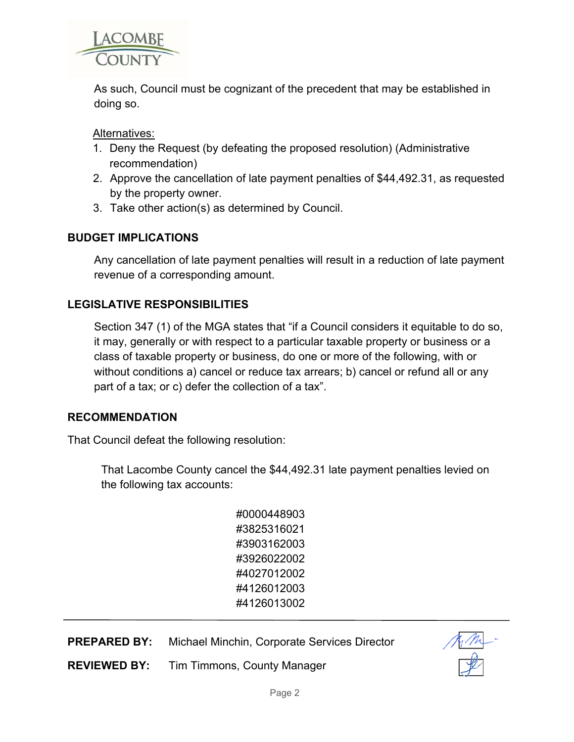As such, Council must be cognizant of the precedent that may be established in doing so.

Alternatives:

1. Deny the Request (by defeating the proposed resolution) (Administrative recommendation)
2. Approve the cancellation of late payment penalties of $44,492.31, as requested by the property owner.
3. Take other action(s) as determined by Council.

## BUDGET IMPLICATIONS

Any cancellation of late payment penalties will result in a reduction of late payment revenue of a corresponding amount.

## LEGISLATIVE RESPONSIBILITIES

Section 347 (1) of the MGA states that "if a Council considers it equitable to do so, it may, generally or with respect to a particular taxable property or business or a class of taxable property or business, do one or more of the following, with or without conditions a) cancel or reduce tax arrears; b) cancel or refund all or any part of a tax; or c) defer the collection of a tax".

## RECOMMENDATION

That Council defeat the following resolution:

> That Lacombe County cancel the $44,492.31 late payment penalties levied on the following tax accounts:
>
> #0000448903
> #3825316021
> #3903162003
> #3926022002
> #4027012002
> #4126012003
> #4126013002

**PREPARED BY:** Michael Minchin, Corporate Services Director

**REVIEWED BY:** Tim Timmons, County Manager